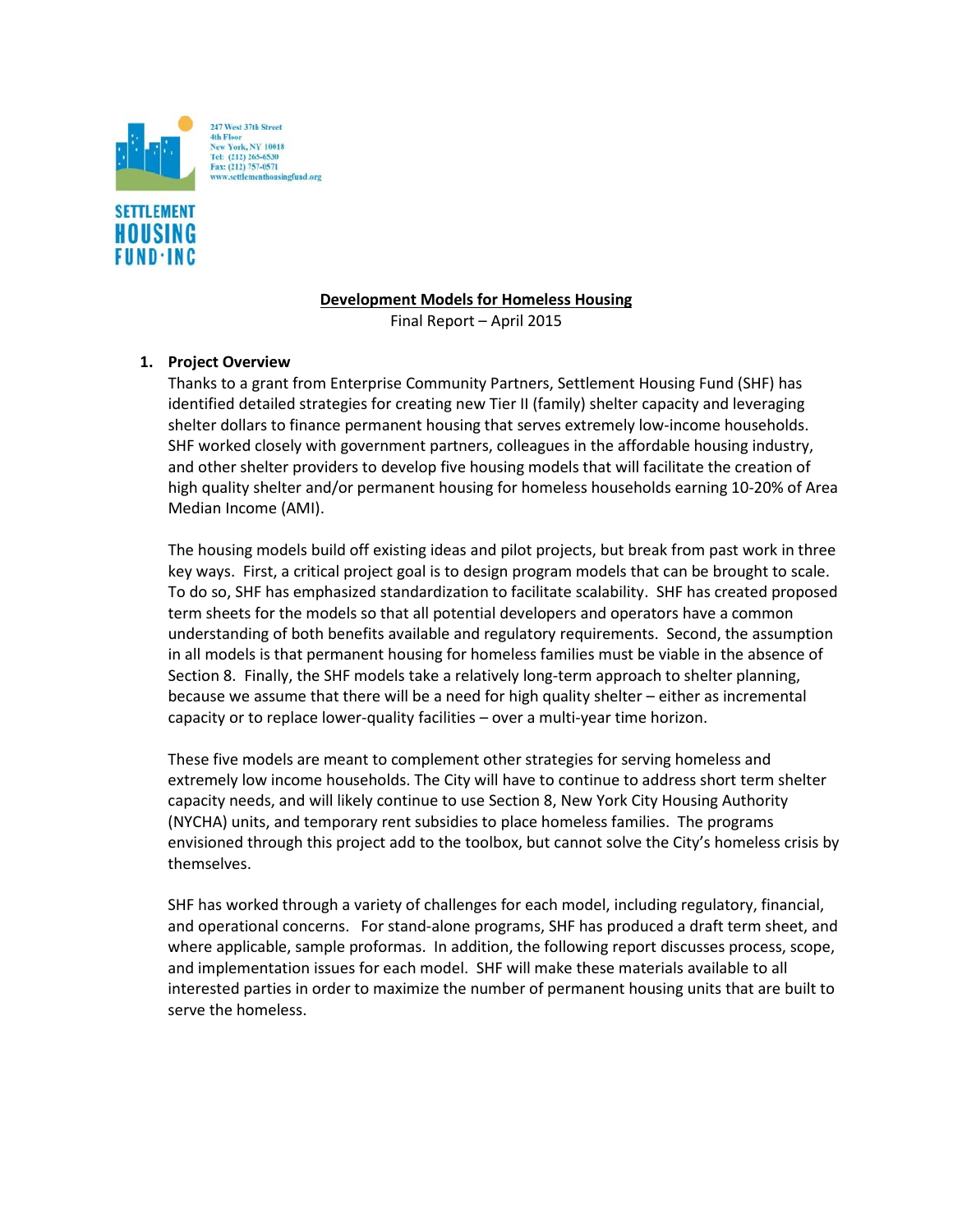247 West 37th Street
4th Floor
New York, NY 10018
Tel: (212) 265-6530
Fax: (212) 757-0571
www.settlementhousingfund.org

SETTLEMENT HOUSING FUND·INC

# Development Models for Homeless Housing

Final Report – April 2015

## 1. Project Overview

Thanks to a grant from Enterprise Community Partners, Settlement Housing Fund (SHF) has identified detailed strategies for creating new Tier II (family) shelter capacity and leveraging shelter dollars to finance permanent housing that serves extremely low-income households. SHF worked closely with government partners, colleagues in the affordable housing industry, and other shelter providers to develop five housing models that will facilitate the creation of high quality shelter and/or permanent housing for homeless households earning 10-20% of Area Median Income (AMI).

The housing models build off existing ideas and pilot projects, but break from past work in three key ways. First, a critical project goal is to design program models that can be brought to scale. To do so, SHF has emphasized standardization to facilitate scalability. SHF has created proposed term sheets for the models so that all potential developers and operators have a common understanding of both benefits available and regulatory requirements. Second, the assumption in all models is that permanent housing for homeless families must be viable in the absence of Section 8. Finally, the SHF models take a relatively long-term approach to shelter planning, because we assume that there will be a need for high quality shelter – either as incremental capacity or to replace lower-quality facilities – over a multi-year time horizon.

These five models are meant to complement other strategies for serving homeless and extremely low income households. The City will have to continue to address short term shelter capacity needs, and will likely continue to use Section 8, New York City Housing Authority (NYCHA) units, and temporary rent subsidies to place homeless families. The programs envisioned through this project add to the toolbox, but cannot solve the City's homeless crisis by themselves.

SHF has worked through a variety of challenges for each model, including regulatory, financial, and operational concerns. For stand-alone programs, SHF has produced a draft term sheet, and where applicable, sample proformas. In addition, the following report discusses process, scope, and implementation issues for each model. SHF will make these materials available to all interested parties in order to maximize the number of permanent housing units that are built to serve the homeless.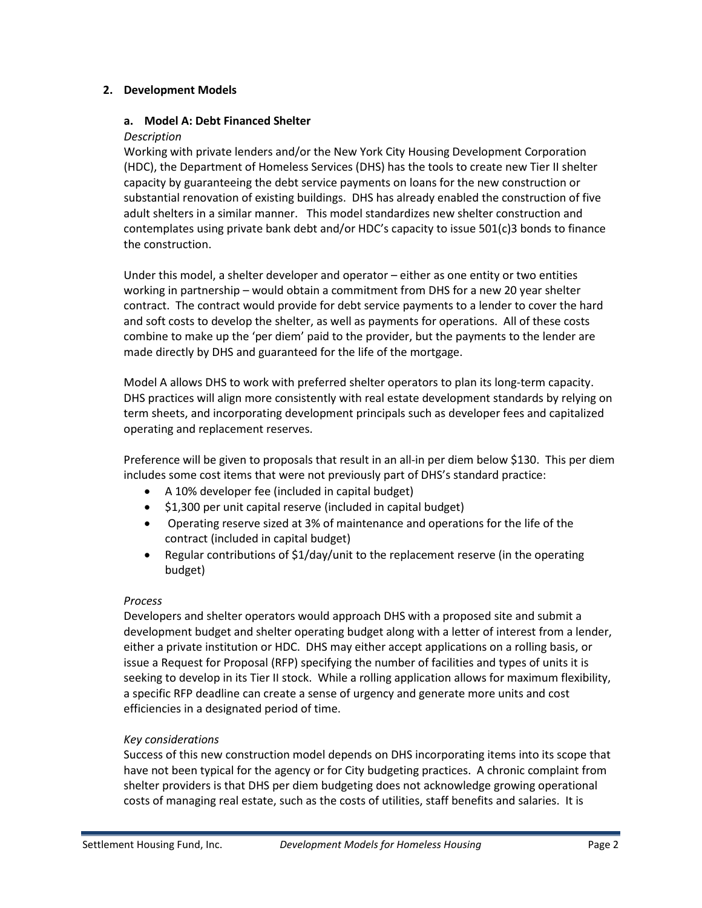## 2. Development Models

### a. Model A: Debt Financed Shelter

*Description*

Working with private lenders and/or the New York City Housing Development Corporation (HDC), the Department of Homeless Services (DHS) has the tools to create new Tier II shelter capacity by guaranteeing the debt service payments on loans for the new construction or substantial renovation of existing buildings. DHS has already enabled the construction of five adult shelters in a similar manner. This model standardizes new shelter construction and contemplates using private bank debt and/or HDC's capacity to issue 501(c)3 bonds to finance the construction.

Under this model, a shelter developer and operator – either as one entity or two entities working in partnership – would obtain a commitment from DHS for a new 20 year shelter contract. The contract would provide for debt service payments to a lender to cover the hard and soft costs to develop the shelter, as well as payments for operations. All of these costs combine to make up the 'per diem' paid to the provider, but the payments to the lender are made directly by DHS and guaranteed for the life of the mortgage.

Model A allows DHS to work with preferred shelter operators to plan its long-term capacity. DHS practices will align more consistently with real estate development standards by relying on term sheets, and incorporating development principals such as developer fees and capitalized operating and replacement reserves.

Preference will be given to proposals that result in an all-in per diem below $130. This per diem includes some cost items that were not previously part of DHS's standard practice:

- A 10% developer fee (included in capital budget)
- $1,300 per unit capital reserve (included in capital budget)
- Operating reserve sized at 3% of maintenance and operations for the life of the contract (included in capital budget)
- Regular contributions of $1/day/unit to the replacement reserve (in the operating budget)

*Process*

Developers and shelter operators would approach DHS with a proposed site and submit a development budget and shelter operating budget along with a letter of interest from a lender, either a private institution or HDC. DHS may either accept applications on a rolling basis, or issue a Request for Proposal (RFP) specifying the number of facilities and types of units it is seeking to develop in its Tier II stock. While a rolling application allows for maximum flexibility, a specific RFP deadline can create a sense of urgency and generate more units and cost efficiencies in a designated period of time.

*Key considerations*

Success of this new construction model depends on DHS incorporating items into its scope that have not been typical for the agency or for City budgeting practices. A chronic complaint from shelter providers is that DHS per diem budgeting does not acknowledge growing operational costs of managing real estate, such as the costs of utilities, staff benefits and salaries. It is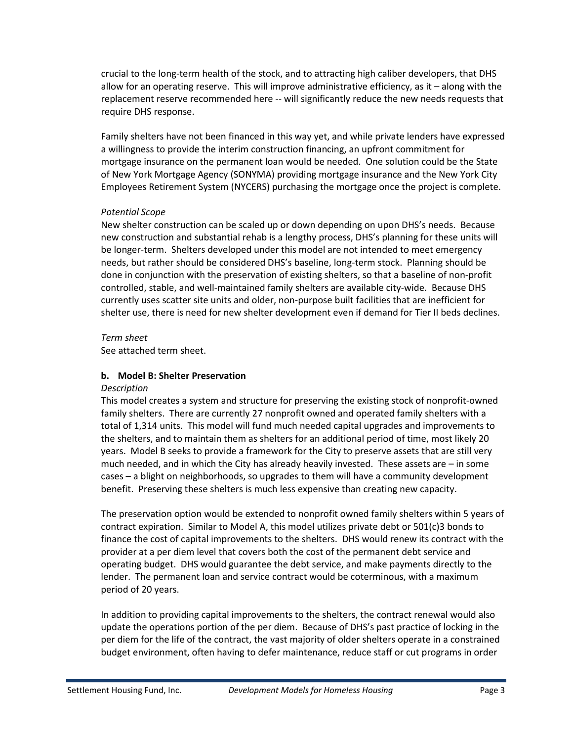crucial to the long-term health of the stock, and to attracting high caliber developers, that DHS allow for an operating reserve. This will improve administrative efficiency, as it – along with the replacement reserve recommended here -- will significantly reduce the new needs requests that require DHS response.

Family shelters have not been financed in this way yet, and while private lenders have expressed a willingness to provide the interim construction financing, an upfront commitment for mortgage insurance on the permanent loan would be needed. One solution could be the State of New York Mortgage Agency (SONYMA) providing mortgage insurance and the New York City Employees Retirement System (NYCERS) purchasing the mortgage once the project is complete.

*Potential Scope*

New shelter construction can be scaled up or down depending on upon DHS's needs. Because new construction and substantial rehab is a lengthy process, DHS's planning for these units will be longer-term. Shelters developed under this model are not intended to meet emergency needs, but rather should be considered DHS's baseline, long-term stock. Planning should be done in conjunction with the preservation of existing shelters, so that a baseline of non-profit controlled, stable, and well-maintained family shelters are available city-wide. Because DHS currently uses scatter site units and older, non-purpose built facilities that are inefficient for shelter use, there is need for new shelter development even if demand for Tier II beds declines.

*Term sheet*

See attached term sheet.

**b. Model B: Shelter Preservation**

*Description*

This model creates a system and structure for preserving the existing stock of nonprofit-owned family shelters. There are currently 27 nonprofit owned and operated family shelters with a total of 1,314 units. This model will fund much needed capital upgrades and improvements to the shelters, and to maintain them as shelters for an additional period of time, most likely 20 years. Model B seeks to provide a framework for the City to preserve assets that are still very much needed, and in which the City has already heavily invested. These assets are – in some cases – a blight on neighborhoods, so upgrades to them will have a community development benefit. Preserving these shelters is much less expensive than creating new capacity.

The preservation option would be extended to nonprofit owned family shelters within 5 years of contract expiration. Similar to Model A, this model utilizes private debt or 501(c)3 bonds to finance the cost of capital improvements to the shelters. DHS would renew its contract with the provider at a per diem level that covers both the cost of the permanent debt service and operating budget. DHS would guarantee the debt service, and make payments directly to the lender. The permanent loan and service contract would be coterminous, with a maximum period of 20 years.

In addition to providing capital improvements to the shelters, the contract renewal would also update the operations portion of the per diem. Because of DHS's past practice of locking in the per diem for the life of the contract, the vast majority of older shelters operate in a constrained budget environment, often having to defer maintenance, reduce staff or cut programs in order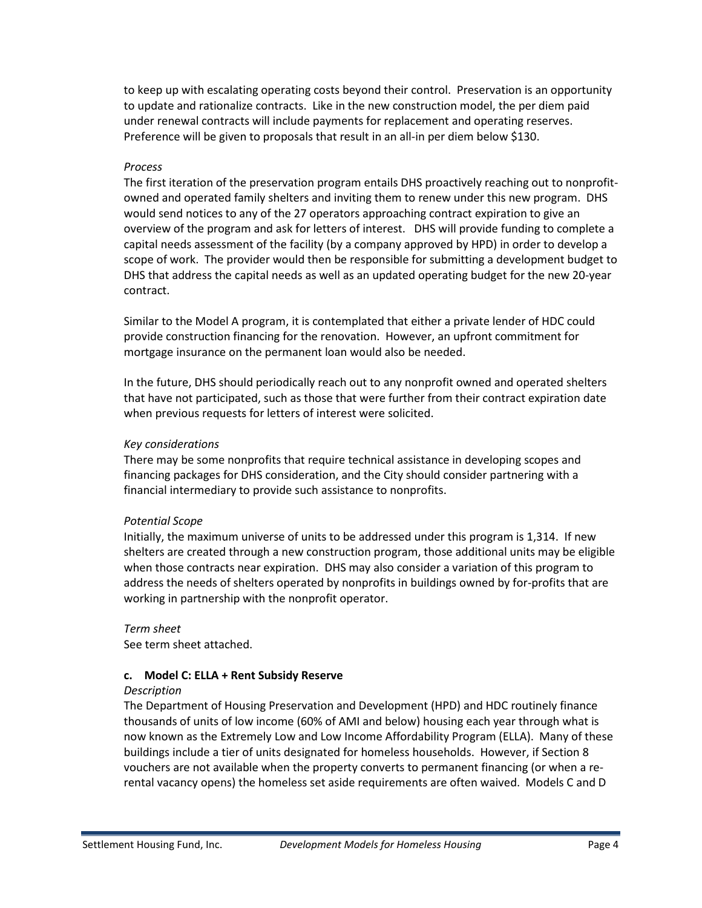to keep up with escalating operating costs beyond their control. Preservation is an opportunity to update and rationalize contracts. Like in the new construction model, the per diem paid under renewal contracts will include payments for replacement and operating reserves. Preference will be given to proposals that result in an all-in per diem below $130.

*Process*

The first iteration of the preservation program entails DHS proactively reaching out to nonprofit-owned and operated family shelters and inviting them to renew under this new program. DHS would send notices to any of the 27 operators approaching contract expiration to give an overview of the program and ask for letters of interest. DHS will provide funding to complete a capital needs assessment of the facility (by a company approved by HPD) in order to develop a scope of work. The provider would then be responsible for submitting a development budget to DHS that address the capital needs as well as an updated operating budget for the new 20-year contract.

Similar to the Model A program, it is contemplated that either a private lender of HDC could provide construction financing for the renovation. However, an upfront commitment for mortgage insurance on the permanent loan would also be needed.

In the future, DHS should periodically reach out to any nonprofit owned and operated shelters that have not participated, such as those that were further from their contract expiration date when previous requests for letters of interest were solicited.

*Key considerations*

There may be some nonprofits that require technical assistance in developing scopes and financing packages for DHS consideration, and the City should consider partnering with a financial intermediary to provide such assistance to nonprofits.

*Potential Scope*

Initially, the maximum universe of units to be addressed under this program is 1,314. If new shelters are created through a new construction program, those additional units may be eligible when those contracts near expiration. DHS may also consider a variation of this program to address the needs of shelters operated by nonprofits in buildings owned by for-profits that are working in partnership with the nonprofit operator.

*Term sheet*

See term sheet attached.

### c. Model C: ELLA + Rent Subsidy Reserve

*Description*

The Department of Housing Preservation and Development (HPD) and HDC routinely finance thousands of units of low income (60% of AMI and below) housing each year through what is now known as the Extremely Low and Low Income Affordability Program (ELLA). Many of these buildings include a tier of units designated for homeless households. However, if Section 8 vouchers are not available when the property converts to permanent financing (or when a re-rental vacancy opens) the homeless set aside requirements are often waived. Models C and D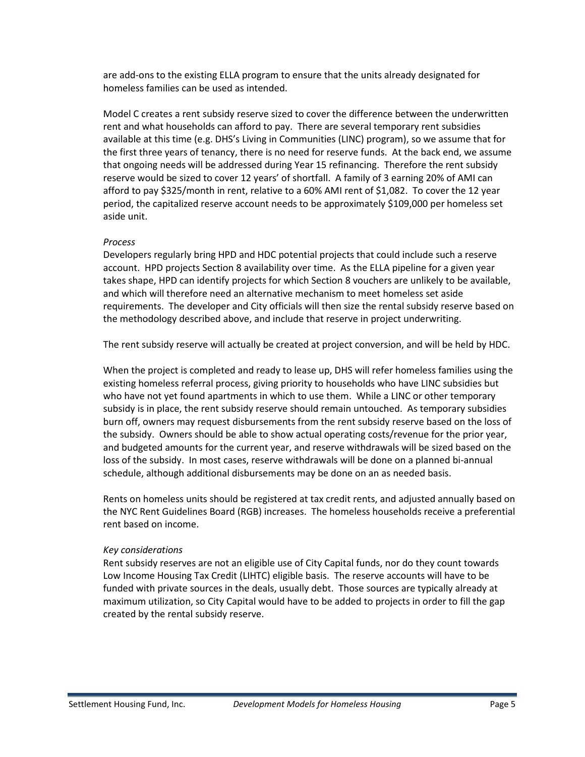are add-ons to the existing ELLA program to ensure that the units already designated for homeless families can be used as intended.

Model C creates a rent subsidy reserve sized to cover the difference between the underwritten rent and what households can afford to pay. There are several temporary rent subsidies available at this time (e.g. DHS's Living in Communities (LINC) program), so we assume that for the first three years of tenancy, there is no need for reserve funds. At the back end, we assume that ongoing needs will be addressed during Year 15 refinancing. Therefore the rent subsidy reserve would be sized to cover 12 years' of shortfall. A family of 3 earning 20% of AMI can afford to pay $325/month in rent, relative to a 60% AMI rent of $1,082. To cover the 12 year period, the capitalized reserve account needs to be approximately $109,000 per homeless set aside unit.

*Process*

Developers regularly bring HPD and HDC potential projects that could include such a reserve account. HPD projects Section 8 availability over time. As the ELLA pipeline for a given year takes shape, HPD can identify projects for which Section 8 vouchers are unlikely to be available, and which will therefore need an alternative mechanism to meet homeless set aside requirements. The developer and City officials will then size the rental subsidy reserve based on the methodology described above, and include that reserve in project underwriting.

The rent subsidy reserve will actually be created at project conversion, and will be held by HDC.

When the project is completed and ready to lease up, DHS will refer homeless families using the existing homeless referral process, giving priority to households who have LINC subsidies but who have not yet found apartments in which to use them. While a LINC or other temporary subsidy is in place, the rent subsidy reserve should remain untouched. As temporary subsidies burn off, owners may request disbursements from the rent subsidy reserve based on the loss of the subsidy. Owners should be able to show actual operating costs/revenue for the prior year, and budgeted amounts for the current year, and reserve withdrawals will be sized based on the loss of the subsidy. In most cases, reserve withdrawals will be done on a planned bi-annual schedule, although additional disbursements may be done on an as needed basis.

Rents on homeless units should be registered at tax credit rents, and adjusted annually based on the NYC Rent Guidelines Board (RGB) increases. The homeless households receive a preferential rent based on income.

*Key considerations*

Rent subsidy reserves are not an eligible use of City Capital funds, nor do they count towards Low Income Housing Tax Credit (LIHTC) eligible basis. The reserve accounts will have to be funded with private sources in the deals, usually debt. Those sources are typically already at maximum utilization, so City Capital would have to be added to projects in order to fill the gap created by the rental subsidy reserve.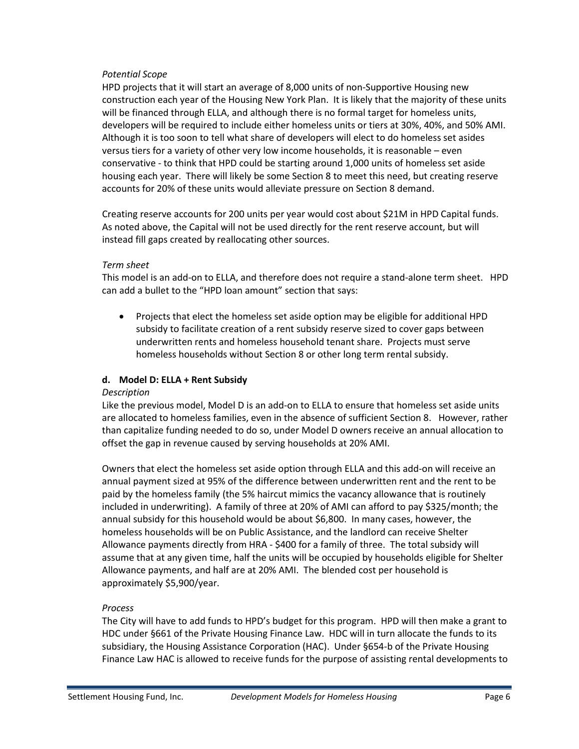*Potential Scope*

HPD projects that it will start an average of 8,000 units of non-Supportive Housing new construction each year of the Housing New York Plan. It is likely that the majority of these units will be financed through ELLA, and although there is no formal target for homeless units, developers will be required to include either homeless units or tiers at 30%, 40%, and 50% AMI. Although it is too soon to tell what share of developers will elect to do homeless set asides versus tiers for a variety of other very low income households, it is reasonable – even conservative - to think that HPD could be starting around 1,000 units of homeless set aside housing each year. There will likely be some Section 8 to meet this need, but creating reserve accounts for 20% of these units would alleviate pressure on Section 8 demand.

Creating reserve accounts for 200 units per year would cost about $21M in HPD Capital funds. As noted above, the Capital will not be used directly for the rent reserve account, but will instead fill gaps created by reallocating other sources.

*Term sheet*

This model is an add-on to ELLA, and therefore does not require a stand-alone term sheet. HPD can add a bullet to the "HPD loan amount" section that says:

- Projects that elect the homeless set aside option may be eligible for additional HPD subsidy to facilitate creation of a rent subsidy reserve sized to cover gaps between underwritten rents and homeless household tenant share. Projects must serve homeless households without Section 8 or other long term rental subsidy.

### d. Model D: ELLA + Rent Subsidy

*Description*

Like the previous model, Model D is an add-on to ELLA to ensure that homeless set aside units are allocated to homeless families, even in the absence of sufficient Section 8. However, rather than capitalize funding needed to do so, under Model D owners receive an annual allocation to offset the gap in revenue caused by serving households at 20% AMI.

Owners that elect the homeless set aside option through ELLA and this add-on will receive an annual payment sized at 95% of the difference between underwritten rent and the rent to be paid by the homeless family (the 5% haircut mimics the vacancy allowance that is routinely included in underwriting). A family of three at 20% of AMI can afford to pay $325/month; the annual subsidy for this household would be about $6,800. In many cases, however, the homeless households will be on Public Assistance, and the landlord can receive Shelter Allowance payments directly from HRA - $400 for a family of three. The total subsidy will assume that at any given time, half the units will be occupied by households eligible for Shelter Allowance payments, and half are at 20% AMI. The blended cost per household is approximately $5,900/year.

*Process*

The City will have to add funds to HPD's budget for this program. HPD will then make a grant to HDC under §661 of the Private Housing Finance Law. HDC will in turn allocate the funds to its subsidiary, the Housing Assistance Corporation (HAC). Under §654-b of the Private Housing Finance Law HAC is allowed to receive funds for the purpose of assisting rental developments to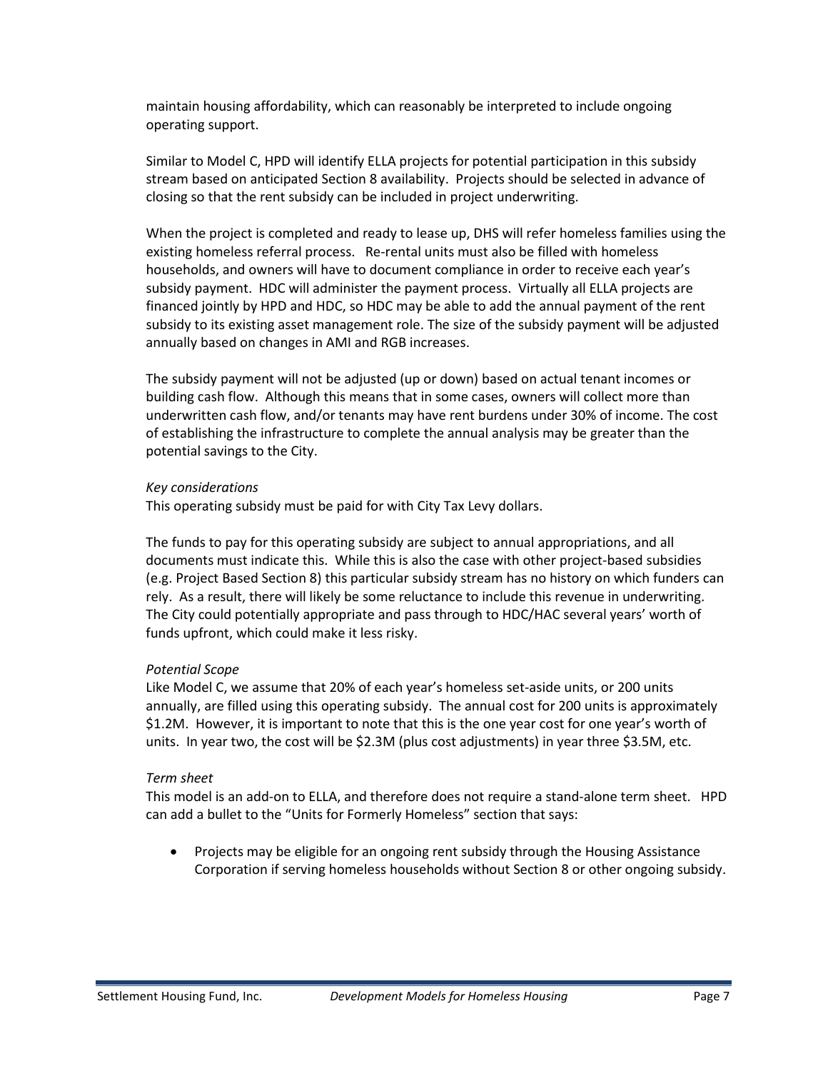maintain housing affordability, which can reasonably be interpreted to include ongoing operating support.

Similar to Model C, HPD will identify ELLA projects for potential participation in this subsidy stream based on anticipated Section 8 availability. Projects should be selected in advance of closing so that the rent subsidy can be included in project underwriting.

When the project is completed and ready to lease up, DHS will refer homeless families using the existing homeless referral process. Re-rental units must also be filled with homeless households, and owners will have to document compliance in order to receive each year's subsidy payment. HDC will administer the payment process. Virtually all ELLA projects are financed jointly by HPD and HDC, so HDC may be able to add the annual payment of the rent subsidy to its existing asset management role. The size of the subsidy payment will be adjusted annually based on changes in AMI and RGB increases.

The subsidy payment will not be adjusted (up or down) based on actual tenant incomes or building cash flow. Although this means that in some cases, owners will collect more than underwritten cash flow, and/or tenants may have rent burdens under 30% of income. The cost of establishing the infrastructure to complete the annual analysis may be greater than the potential savings to the City.

*Key considerations*

This operating subsidy must be paid for with City Tax Levy dollars.

The funds to pay for this operating subsidy are subject to annual appropriations, and all documents must indicate this. While this is also the case with other project-based subsidies (e.g. Project Based Section 8) this particular subsidy stream has no history on which funders can rely. As a result, there will likely be some reluctance to include this revenue in underwriting. The City could potentially appropriate and pass through to HDC/HAC several years' worth of funds upfront, which could make it less risky.

*Potential Scope*

Like Model C, we assume that 20% of each year's homeless set-aside units, or 200 units annually, are filled using this operating subsidy. The annual cost for 200 units is approximately $1.2M. However, it is important to note that this is the one year cost for one year's worth of units. In year two, the cost will be $2.3M (plus cost adjustments) in year three $3.5M, etc.

*Term sheet*

This model is an add-on to ELLA, and therefore does not require a stand-alone term sheet. HPD can add a bullet to the "Units for Formerly Homeless" section that says:

- Projects may be eligible for an ongoing rent subsidy through the Housing Assistance Corporation if serving homeless households without Section 8 or other ongoing subsidy.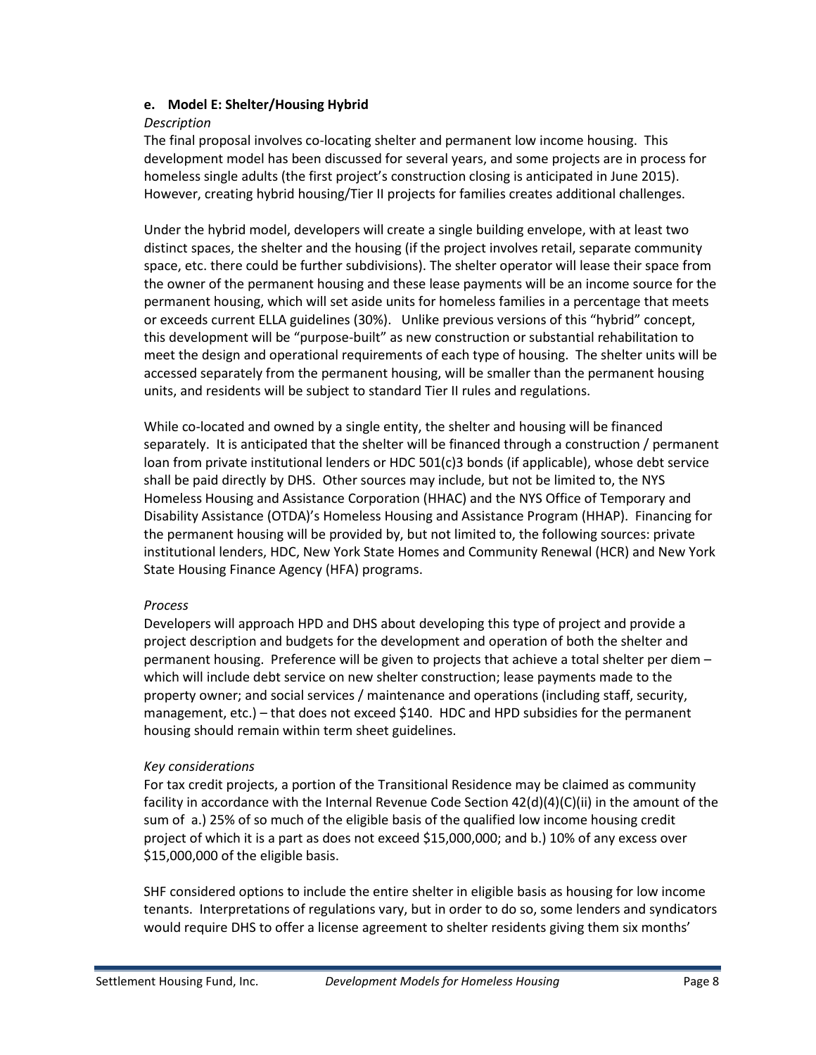### e. Model E: Shelter/Housing Hybrid

*Description*

The final proposal involves co-locating shelter and permanent low income housing. This development model has been discussed for several years, and some projects are in process for homeless single adults (the first project's construction closing is anticipated in June 2015). However, creating hybrid housing/Tier II projects for families creates additional challenges.

Under the hybrid model, developers will create a single building envelope, with at least two distinct spaces, the shelter and the housing (if the project involves retail, separate community space, etc. there could be further subdivisions). The shelter operator will lease their space from the owner of the permanent housing and these lease payments will be an income source for the permanent housing, which will set aside units for homeless families in a percentage that meets or exceeds current ELLA guidelines (30%). Unlike previous versions of this "hybrid" concept, this development will be "purpose-built" as new construction or substantial rehabilitation to meet the design and operational requirements of each type of housing. The shelter units will be accessed separately from the permanent housing, will be smaller than the permanent housing units, and residents will be subject to standard Tier II rules and regulations.

While co-located and owned by a single entity, the shelter and housing will be financed separately. It is anticipated that the shelter will be financed through a construction / permanent loan from private institutional lenders or HDC 501(c)3 bonds (if applicable), whose debt service shall be paid directly by DHS. Other sources may include, but not be limited to, the NYS Homeless Housing and Assistance Corporation (HHAC) and the NYS Office of Temporary and Disability Assistance (OTDA)'s Homeless Housing and Assistance Program (HHAP). Financing for the permanent housing will be provided by, but not limited to, the following sources: private institutional lenders, HDC, New York State Homes and Community Renewal (HCR) and New York State Housing Finance Agency (HFA) programs.

*Process*

Developers will approach HPD and DHS about developing this type of project and provide a project description and budgets for the development and operation of both the shelter and permanent housing. Preference will be given to projects that achieve a total shelter per diem – which will include debt service on new shelter construction; lease payments made to the property owner; and social services / maintenance and operations (including staff, security, management, etc.) – that does not exceed $140. HDC and HPD subsidies for the permanent housing should remain within term sheet guidelines.

*Key considerations*

For tax credit projects, a portion of the Transitional Residence may be claimed as community facility in accordance with the Internal Revenue Code Section 42(d)(4)(C)(ii) in the amount of the sum of a.) 25% of so much of the eligible basis of the qualified low income housing credit project of which it is a part as does not exceed $15,000,000; and b.) 10% of any excess over $15,000,000 of the eligible basis.

SHF considered options to include the entire shelter in eligible basis as housing for low income tenants. Interpretations of regulations vary, but in order to do so, some lenders and syndicators would require DHS to offer a license agreement to shelter residents giving them six months'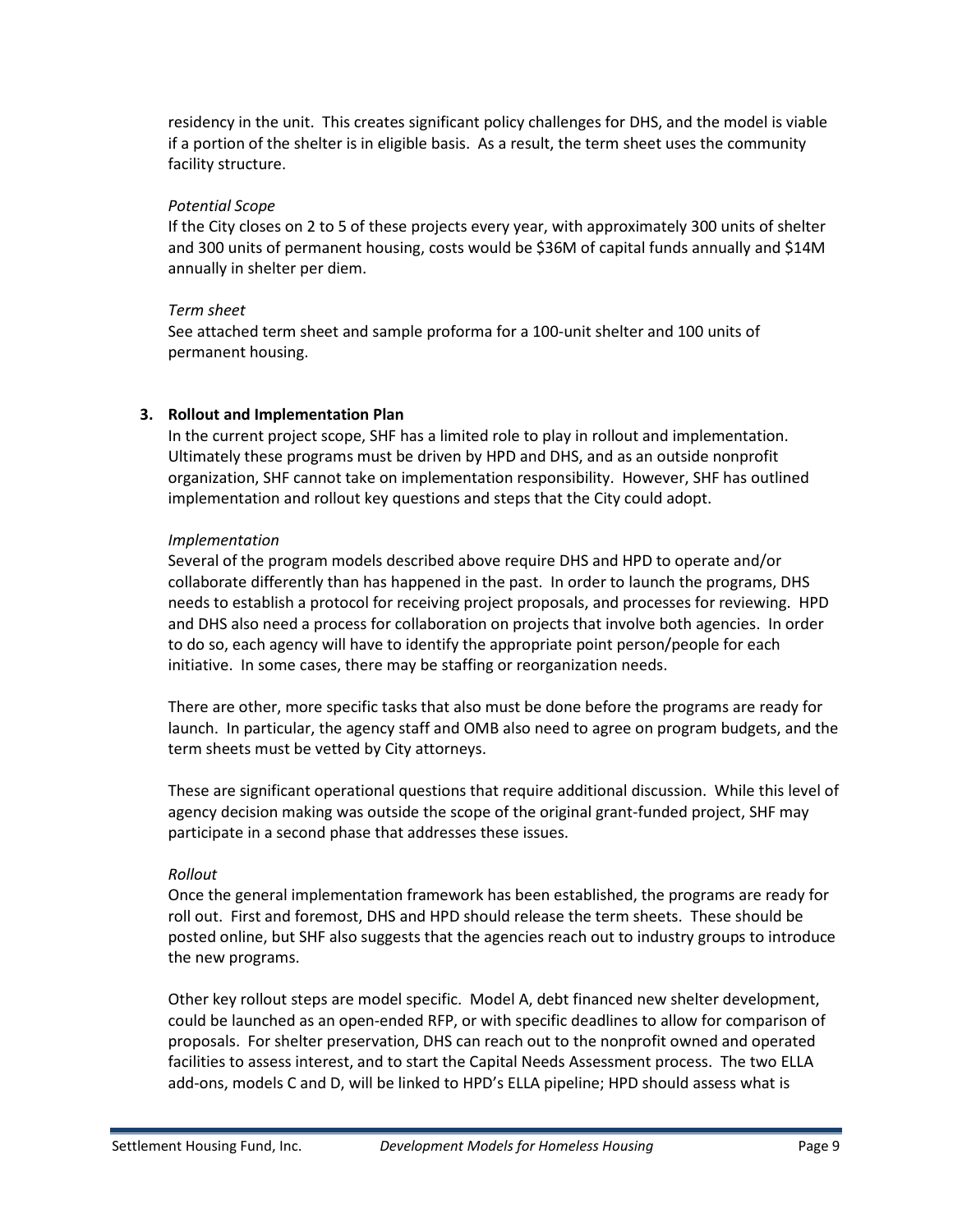residency in the unit. This creates significant policy challenges for DHS, and the model is viable if a portion of the shelter is in eligible basis. As a result, the term sheet uses the community facility structure.

*Potential Scope*

If the City closes on 2 to 5 of these projects every year, with approximately 300 units of shelter and 300 units of permanent housing, costs would be $36M of capital funds annually and $14M annually in shelter per diem.

*Term sheet*

See attached term sheet and sample proforma for a 100-unit shelter and 100 units of permanent housing.

## 3. Rollout and Implementation Plan

In the current project scope, SHF has a limited role to play in rollout and implementation. Ultimately these programs must be driven by HPD and DHS, and as an outside nonprofit organization, SHF cannot take on implementation responsibility. However, SHF has outlined implementation and rollout key questions and steps that the City could adopt.

*Implementation*

Several of the program models described above require DHS and HPD to operate and/or collaborate differently than has happened in the past. In order to launch the programs, DHS needs to establish a protocol for receiving project proposals, and processes for reviewing. HPD and DHS also need a process for collaboration on projects that involve both agencies. In order to do so, each agency will have to identify the appropriate point person/people for each initiative. In some cases, there may be staffing or reorganization needs.

There are other, more specific tasks that also must be done before the programs are ready for launch. In particular, the agency staff and OMB also need to agree on program budgets, and the term sheets must be vetted by City attorneys.

These are significant operational questions that require additional discussion. While this level of agency decision making was outside the scope of the original grant-funded project, SHF may participate in a second phase that addresses these issues.

*Rollout*

Once the general implementation framework has been established, the programs are ready for roll out. First and foremost, DHS and HPD should release the term sheets. These should be posted online, but SHF also suggests that the agencies reach out to industry groups to introduce the new programs.

Other key rollout steps are model specific. Model A, debt financed new shelter development, could be launched as an open-ended RFP, or with specific deadlines to allow for comparison of proposals. For shelter preservation, DHS can reach out to the nonprofit owned and operated facilities to assess interest, and to start the Capital Needs Assessment process. The two ELLA add-ons, models C and D, will be linked to HPD's ELLA pipeline; HPD should assess what is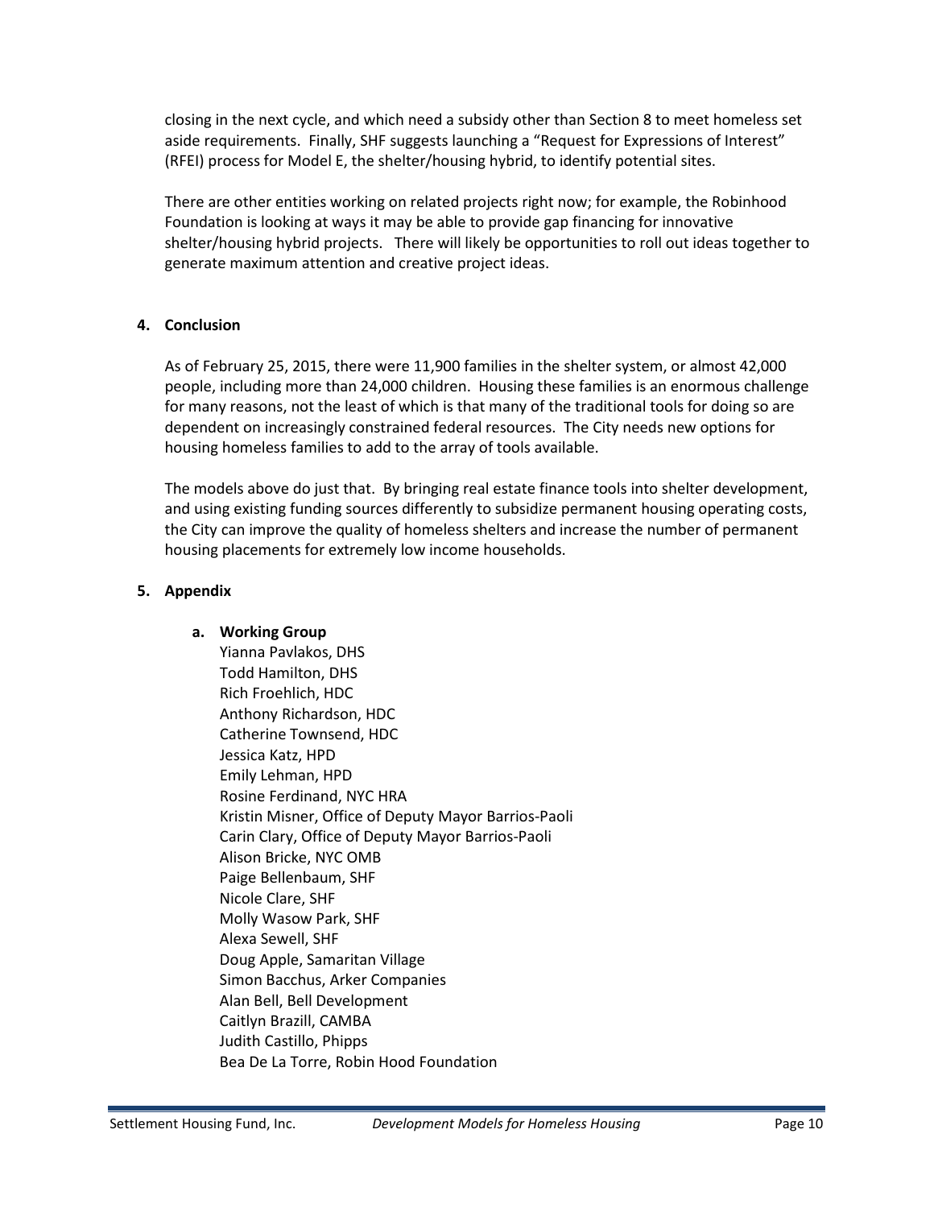closing in the next cycle, and which need a subsidy other than Section 8 to meet homeless set aside requirements. Finally, SHF suggests launching a "Request for Expressions of Interest" (RFEI) process for Model E, the shelter/housing hybrid, to identify potential sites.

There are other entities working on related projects right now; for example, the Robinhood Foundation is looking at ways it may be able to provide gap financing for innovative shelter/housing hybrid projects. There will likely be opportunities to roll out ideas together to generate maximum attention and creative project ideas.

## 4. Conclusion

As of February 25, 2015, there were 11,900 families in the shelter system, or almost 42,000 people, including more than 24,000 children. Housing these families is an enormous challenge for many reasons, not the least of which is that many of the traditional tools for doing so are dependent on increasingly constrained federal resources. The City needs new options for housing homeless families to add to the array of tools available.

The models above do just that. By bringing real estate finance tools into shelter development, and using existing funding sources differently to subsidize permanent housing operating costs, the City can improve the quality of homeless shelters and increase the number of permanent housing placements for extremely low income households.

## 5. Appendix

### a. Working Group

Yianna Pavlakos, DHS
Todd Hamilton, DHS
Rich Froehlich, HDC
Anthony Richardson, HDC
Catherine Townsend, HDC
Jessica Katz, HPD
Emily Lehman, HPD
Rosine Ferdinand, NYC HRA
Kristin Misner, Office of Deputy Mayor Barrios-Paoli
Carin Clary, Office of Deputy Mayor Barrios-Paoli
Alison Bricke, NYC OMB
Paige Bellenbaum, SHF
Nicole Clare, SHF
Molly Wasow Park, SHF
Alexa Sewell, SHF
Doug Apple, Samaritan Village
Simon Bacchus, Arker Companies
Alan Bell, Bell Development
Caitlyn Brazill, CAMBA
Judith Castillo, Phipps
Bea De La Torre, Robin Hood Foundation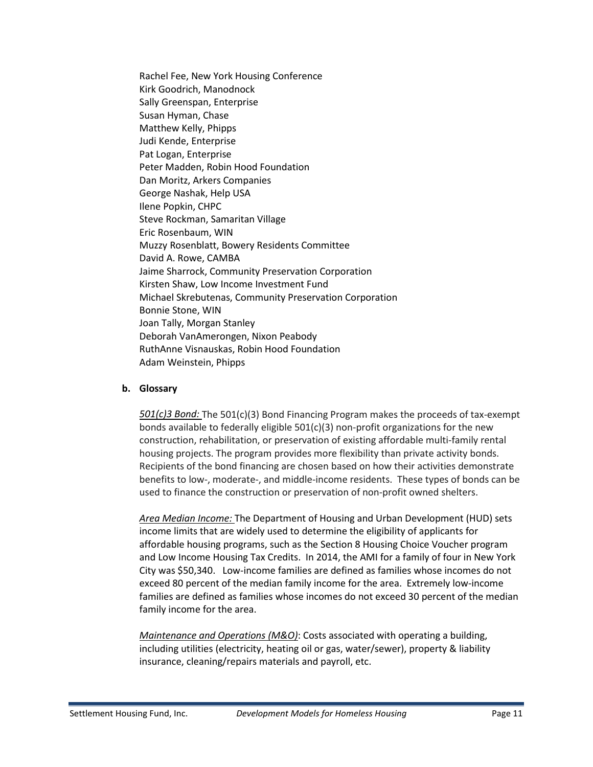Rachel Fee, New York Housing Conference
Kirk Goodrich, Manodnock
Sally Greenspan, Enterprise
Susan Hyman, Chase
Matthew Kelly, Phipps
Judi Kende, Enterprise
Pat Logan, Enterprise
Peter Madden, Robin Hood Foundation
Dan Moritz, Arkers Companies
George Nashak, Help USA
Ilene Popkin, CHPC
Steve Rockman, Samaritan Village
Eric Rosenbaum, WIN
Muzzy Rosenblatt, Bowery Residents Committee
David A. Rowe, CAMBA
Jaime Sharrock, Community Preservation Corporation
Kirsten Shaw, Low Income Investment Fund
Michael Skrebutenas, Community Preservation Corporation
Bonnie Stone, WIN
Joan Tally, Morgan Stanley
Deborah VanAmerongen, Nixon Peabody
RuthAnne Visnauskas, Robin Hood Foundation
Adam Weinstein, Phipps

### b. Glossary

*501(c)3 Bond:* The 501(c)(3) Bond Financing Program makes the proceeds of tax-exempt bonds available to federally eligible 501(c)(3) non-profit organizations for the new construction, rehabilitation, or preservation of existing affordable multi-family rental housing projects. The program provides more flexibility than private activity bonds. Recipients of the bond financing are chosen based on how their activities demonstrate benefits to low-, moderate-, and middle-income residents. These types of bonds can be used to finance the construction or preservation of non-profit owned shelters.

*Area Median Income:* The Department of Housing and Urban Development (HUD) sets income limits that are widely used to determine the eligibility of applicants for affordable housing programs, such as the Section 8 Housing Choice Voucher program and Low Income Housing Tax Credits. In 2014, the AMI for a family of four in New York City was $50,340. Low-income families are defined as families whose incomes do not exceed 80 percent of the median family income for the area. Extremely low-income families are defined as families whose incomes do not exceed 30 percent of the median family income for the area.

*Maintenance and Operations (M&O)*: Costs associated with operating a building, including utilities (electricity, heating oil or gas, water/sewer), property & liability insurance, cleaning/repairs materials and payroll, etc.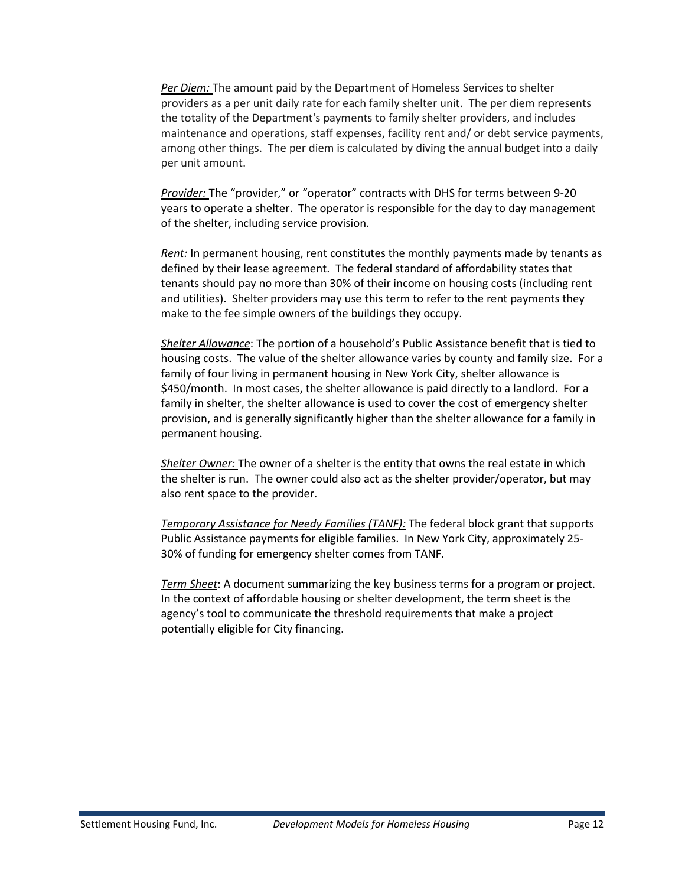*Per Diem:* The amount paid by the Department of Homeless Services to shelter providers as a per unit daily rate for each family shelter unit. The per diem represents the totality of the Department's payments to family shelter providers, and includes maintenance and operations, staff expenses, facility rent and/ or debt service payments, among other things. The per diem is calculated by diving the annual budget into a daily per unit amount.

*Provider:* The "provider," or "operator" contracts with DHS for terms between 9-20 years to operate a shelter. The operator is responsible for the day to day management of the shelter, including service provision.

*Rent:* In permanent housing, rent constitutes the monthly payments made by tenants as defined by their lease agreement. The federal standard of affordability states that tenants should pay no more than 30% of their income on housing costs (including rent and utilities). Shelter providers may use this term to refer to the rent payments they make to the fee simple owners of the buildings they occupy.

*Shelter Allowance*: The portion of a household's Public Assistance benefit that is tied to housing costs. The value of the shelter allowance varies by county and family size. For a family of four living in permanent housing in New York City, shelter allowance is $450/month. In most cases, the shelter allowance is paid directly to a landlord. For a family in shelter, the shelter allowance is used to cover the cost of emergency shelter provision, and is generally significantly higher than the shelter allowance for a family in permanent housing.

*Shelter Owner:* The owner of a shelter is the entity that owns the real estate in which the shelter is run. The owner could also act as the shelter provider/operator, but may also rent space to the provider.

*Temporary Assistance for Needy Families (TANF):* The federal block grant that supports Public Assistance payments for eligible families. In New York City, approximately 25-30% of funding for emergency shelter comes from TANF.

*Term Sheet*: A document summarizing the key business terms for a program or project. In the context of affordable housing or shelter development, the term sheet is the agency's tool to communicate the threshold requirements that make a project potentially eligible for City financing.